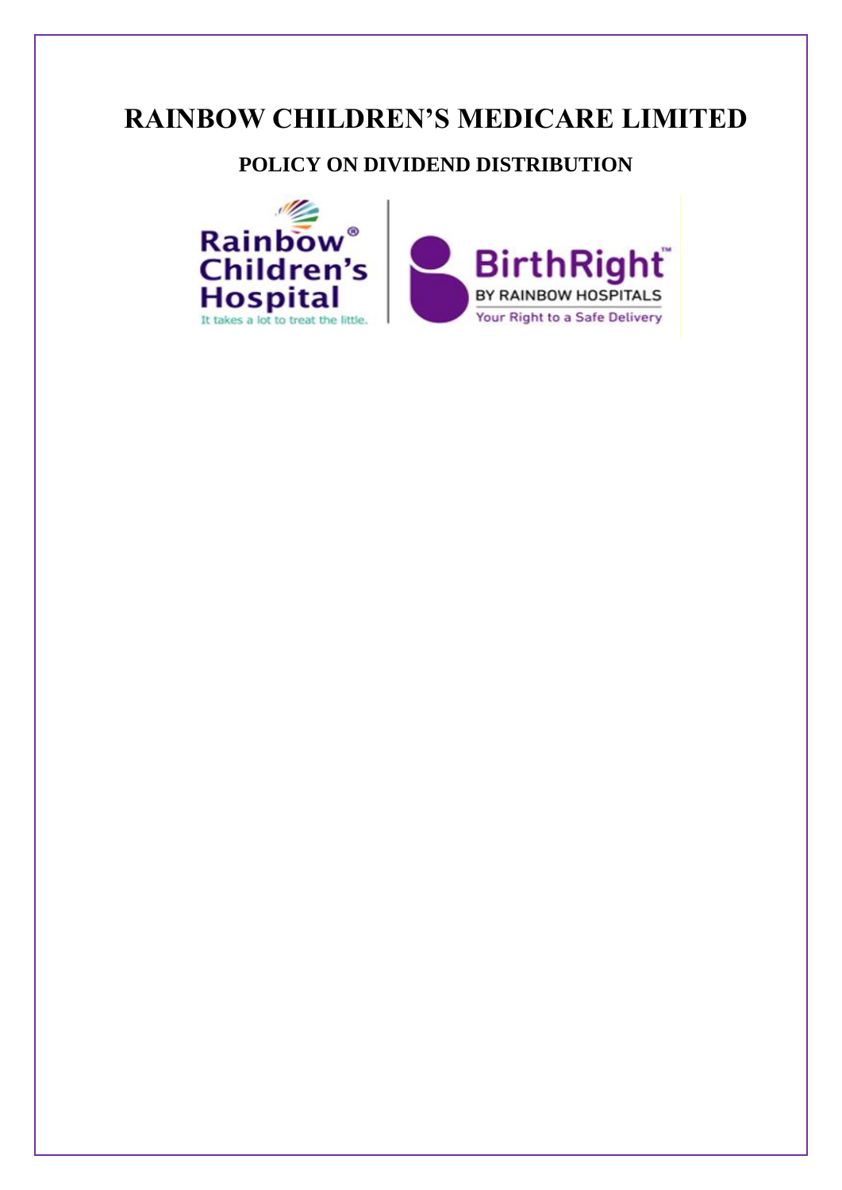# RAINBOW CHILDREN'S MEDICARE LIMITED

## POLICY ON DIVIDEND DISTRIBUTION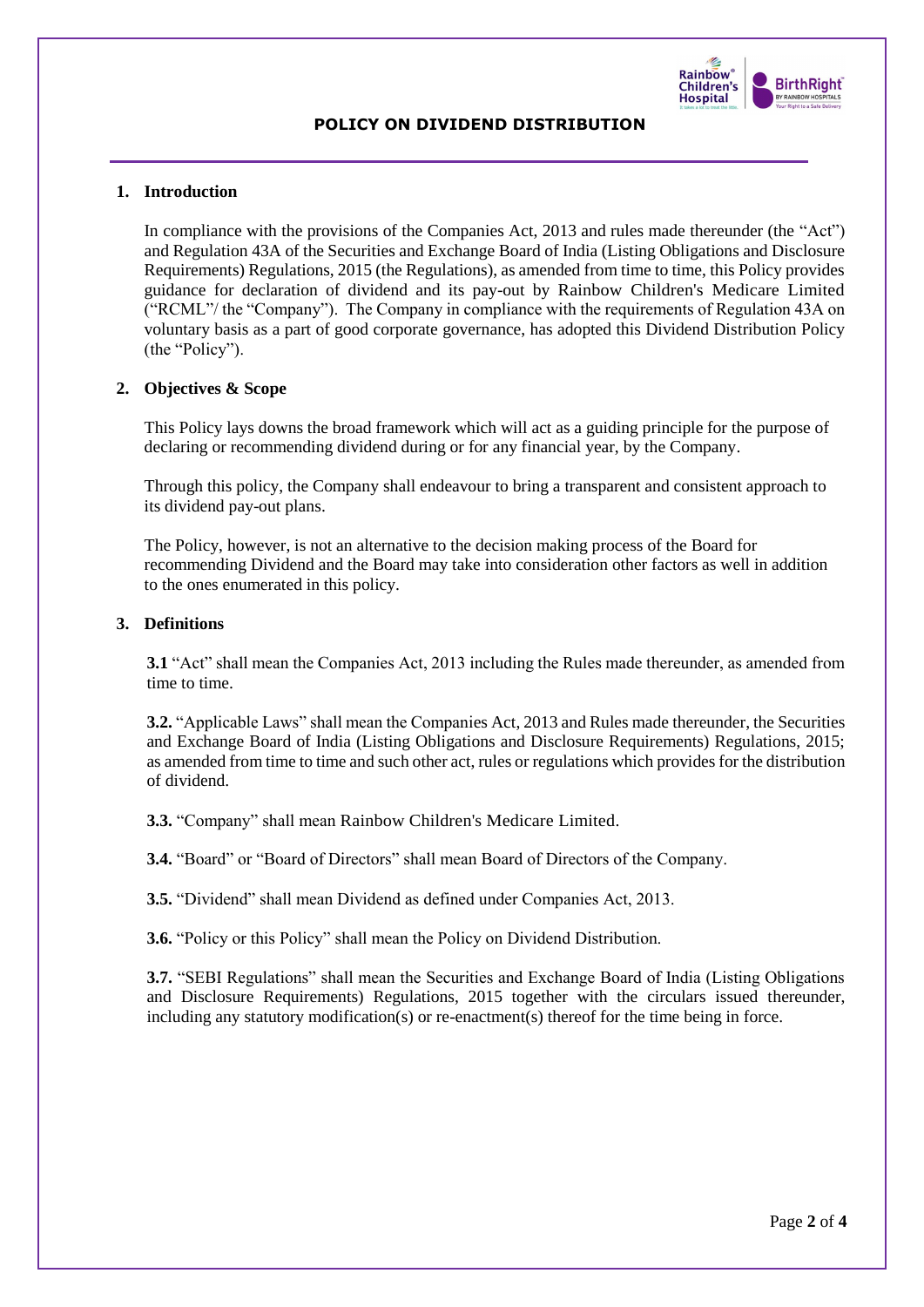# POLICY ON DIVIDEND DISTRIBUTION

## 1. Introduction

In compliance with the provisions of the Companies Act, 2013 and rules made thereunder (the "Act") and Regulation 43A of the Securities and Exchange Board of India (Listing Obligations and Disclosure Requirements) Regulations, 2015 (the Regulations), as amended from time to time, this Policy provides guidance for declaration of dividend and its pay-out by Rainbow Children's Medicare Limited ("RCML"/ the "Company"). The Company in compliance with the requirements of Regulation 43A on voluntary basis as a part of good corporate governance, has adopted this Dividend Distribution Policy (the "Policy").

## 2. Objectives & Scope

This Policy lays downs the broad framework which will act as a guiding principle for the purpose of declaring or recommending dividend during or for any financial year, by the Company.

Through this policy, the Company shall endeavour to bring a transparent and consistent approach to its dividend pay-out plans.

The Policy, however, is not an alternative to the decision making process of the Board for recommending Dividend and the Board may take into consideration other factors as well in addition to the ones enumerated in this policy.

## 3. Definitions

**3.1** "Act" shall mean the Companies Act, 2013 including the Rules made thereunder, as amended from time to time.

**3.2.** "Applicable Laws" shall mean the Companies Act, 2013 and Rules made thereunder, the Securities and Exchange Board of India (Listing Obligations and Disclosure Requirements) Regulations, 2015; as amended from time to time and such other act, rules or regulations which provides for the distribution of dividend.

**3.3.** "Company" shall mean Rainbow Children's Medicare Limited.

**3.4.** "Board" or "Board of Directors" shall mean Board of Directors of the Company.

**3.5.** "Dividend" shall mean Dividend as defined under Companies Act, 2013.

**3.6.** "Policy or this Policy" shall mean the Policy on Dividend Distribution.

**3.7.** "SEBI Regulations" shall mean the Securities and Exchange Board of India (Listing Obligations and Disclosure Requirements) Regulations, 2015 together with the circulars issued thereunder, including any statutory modification(s) or re-enactment(s) thereof for the time being in force.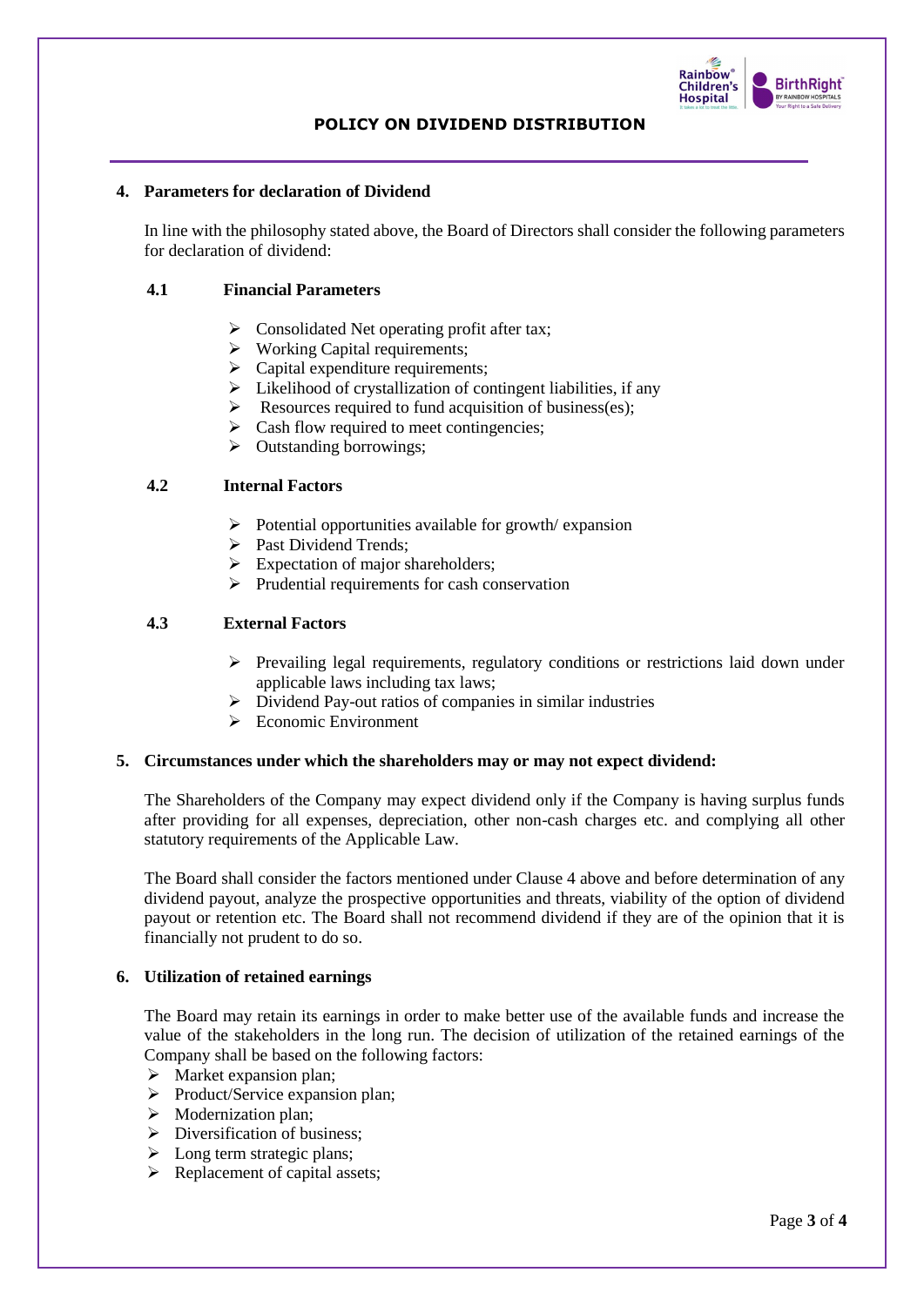## 4. Parameters for declaration of Dividend

In line with the philosophy stated above, the Board of Directors shall consider the following parameters for declaration of dividend:

### 4.1 Financial Parameters

- Consolidated Net operating profit after tax;
- Working Capital requirements;
- Capital expenditure requirements;
- Likelihood of crystallization of contingent liabilities, if any
- Resources required to fund acquisition of business(es);
- Cash flow required to meet contingencies;
- Outstanding borrowings;

### 4.2 Internal Factors

- Potential opportunities available for growth/ expansion
- Past Dividend Trends;
- Expectation of major shareholders;
- Prudential requirements for cash conservation

### 4.3 External Factors

- Prevailing legal requirements, regulatory conditions or restrictions laid down under applicable laws including tax laws;
- Dividend Pay-out ratios of companies in similar industries
- Economic Environment

## 5. Circumstances under which the shareholders may or may not expect dividend:

The Shareholders of the Company may expect dividend only if the Company is having surplus funds after providing for all expenses, depreciation, other non-cash charges etc. and complying all other statutory requirements of the Applicable Law.

The Board shall consider the factors mentioned under Clause 4 above and before determination of any dividend payout, analyze the prospective opportunities and threats, viability of the option of dividend payout or retention etc. The Board shall not recommend dividend if they are of the opinion that it is financially not prudent to do so.

## 6. Utilization of retained earnings

The Board may retain its earnings in order to make better use of the available funds and increase the value of the stakeholders in the long run. The decision of utilization of the retained earnings of the Company shall be based on the following factors:

- Market expansion plan;
- Product/Service expansion plan;
- Modernization plan;
- Diversification of business;
- Long term strategic plans;
- Replacement of capital assets;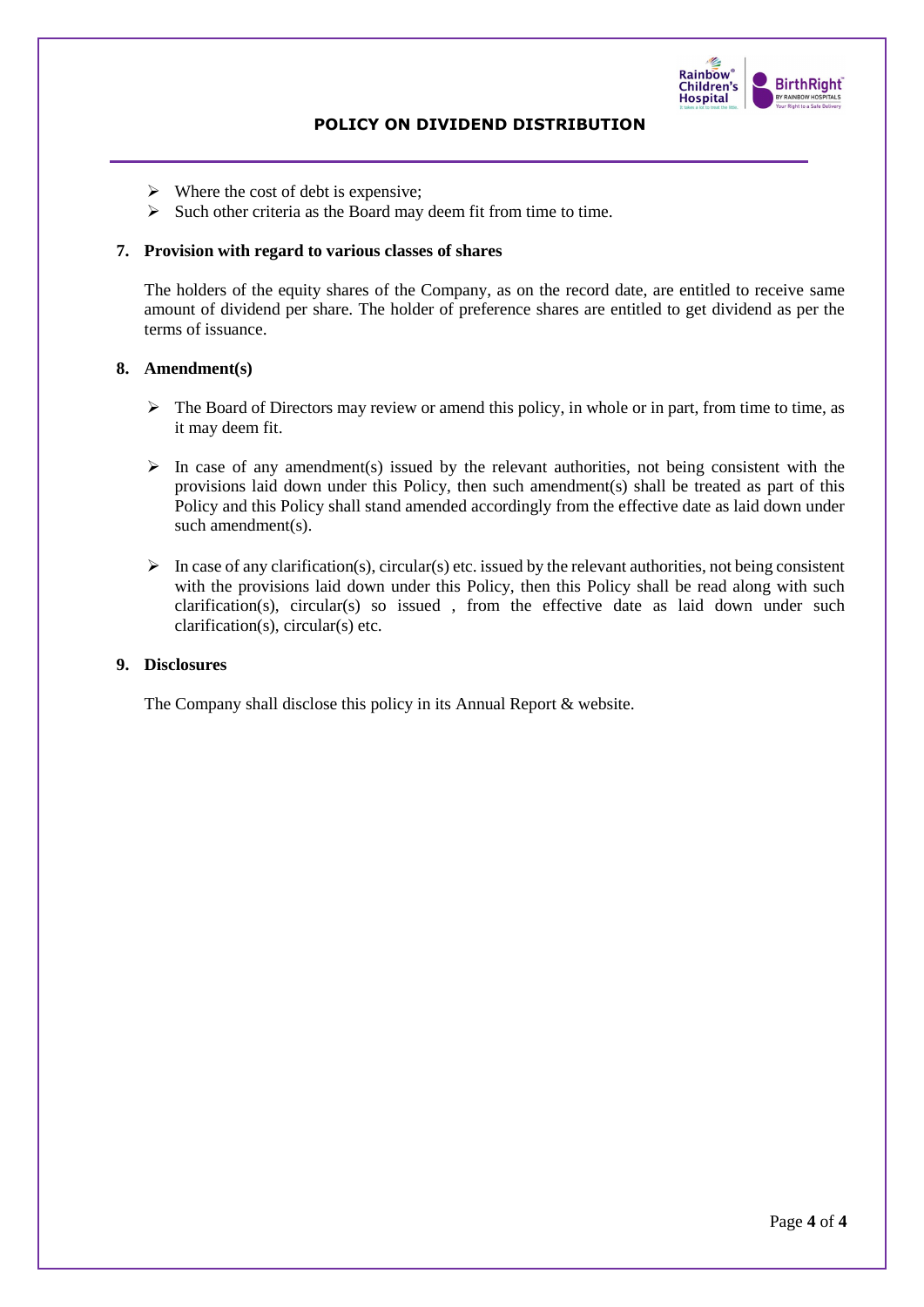- Where the cost of debt is expensive;
- Such other criteria as the Board may deem fit from time to time.

**7. Provision with regard to various classes of shares**

The holders of the equity shares of the Company, as on the record date, are entitled to receive same amount of dividend per share. The holder of preference shares are entitled to get dividend as per the terms of issuance.

**8. Amendment(s)**

- The Board of Directors may review or amend this policy, in whole or in part, from time to time, as it may deem fit.

- In case of any amendment(s) issued by the relevant authorities, not being consistent with the provisions laid down under this Policy, then such amendment(s) shall be treated as part of this Policy and this Policy shall stand amended accordingly from the effective date as laid down under such amendment(s).

- In case of any clarification(s), circular(s) etc. issued by the relevant authorities, not being consistent with the provisions laid down under this Policy, then this Policy shall be read along with such clarification(s), circular(s) so issued , from the effective date as laid down under such clarification(s), circular(s) etc.

**9. Disclosures**

The Company shall disclose this policy in its Annual Report & website.